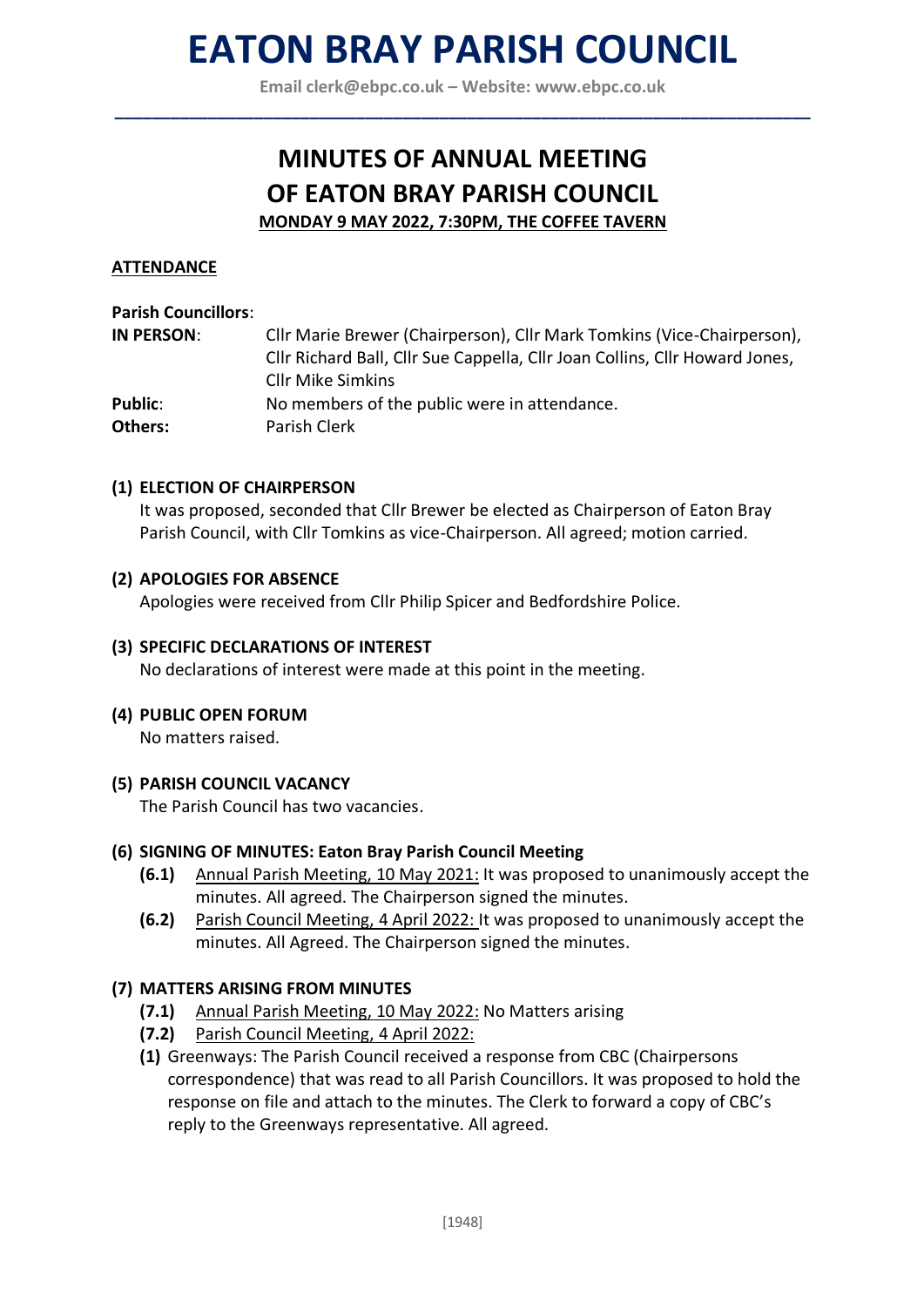# EATON BRAY PARISH COUNCIL

**Email clerk@ebpc.co.uk – Website: www.ebpc.co.uk**

---

## MINUTES OF ANNUAL MEETING
## OF EATON BRAY PARISH COUNCIL

**MONDAY 9 MAY 2022, 7:30PM, THE COFFEE TAVERN**

**ATTENDANCE**

**Parish Councillors**:

| | |
|---|---|
| **IN PERSON**: | Cllr Marie Brewer (Chairperson), Cllr Mark Tomkins (Vice-Chairperson), Cllr Richard Ball, Cllr Sue Cappella, Cllr Joan Collins, Cllr Howard Jones, Cllr Mike Simkins |
| **Public**: | No members of the public were in attendance. |
| **Others:** | Parish Clerk |

**(1) ELECTION OF CHAIRPERSON**

It was proposed, seconded that Cllr Brewer be elected as Chairperson of Eaton Bray Parish Council, with Cllr Tomkins as vice-Chairperson. All agreed; motion carried.

**(2) APOLOGIES FOR ABSENCE**

Apologies were received from Cllr Philip Spicer and Bedfordshire Police.

**(3) SPECIFIC DECLARATIONS OF INTEREST**

No declarations of interest were made at this point in the meeting.

**(4) PUBLIC OPEN FORUM**

No matters raised.

**(5) PARISH COUNCIL VACANCY**

The Parish Council has two vacancies.

**(6) SIGNING OF MINUTES: Eaton Bray Parish Council Meeting**

- **(6.1)** Annual Parish Meeting, 10 May 2021: It was proposed to unanimously accept the minutes. All agreed. The Chairperson signed the minutes.
- **(6.2)** Parish Council Meeting, 4 April 2022: It was proposed to unanimously accept the minutes. All Agreed. The Chairperson signed the minutes.

**(7) MATTERS ARISING FROM MINUTES**

- **(7.1)** Annual Parish Meeting, 10 May 2022: No Matters arising
- **(7.2)** Parish Council Meeting, 4 April 2022:
- **(1)** Greenways: The Parish Council received a response from CBC (Chairpersons correspondence) that was read to all Parish Councillors. It was proposed to hold the response on file and attach to the minutes. The Clerk to forward a copy of CBC's reply to the Greenways representative. All agreed.

[1948]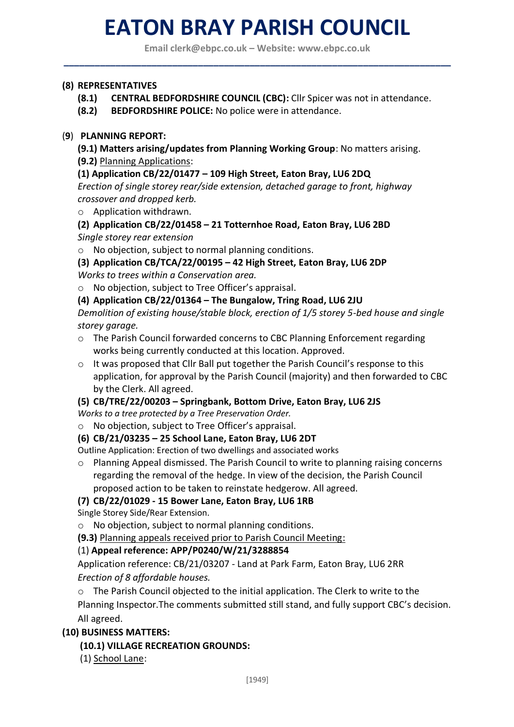**(8) REPRESENTATIVES**

**(8.1) CENTRAL BEDFORDSHIRE COUNCIL (CBC):** Cllr Spicer was not in attendance.

**(8.2) BEDFORDSHIRE POLICE:** No police were in attendance.

**(9) PLANNING REPORT:**

**(9.1) Matters arising/updates from Planning Working Group**: No matters arising.

**(9.2)** Planning Applications:

**(1) Application CB/22/01477 – 109 High Street, Eaton Bray, LU6 2DQ**

*Erection of single storey rear/side extension, detached garage to front, highway crossover and dropped kerb.*

- Application withdrawn.

**(2) Application CB/22/01458 – 21 Totternhoe Road, Eaton Bray, LU6 2BD**

*Single storey rear extension*

- No objection, subject to normal planning conditions.

**(3) Application CB/TCA/22/00195 – 42 High Street, Eaton Bray, LU6 2DP**

*Works to trees within a Conservation area.*

- No objection, subject to Tree Officer's appraisal.

**(4) Application CB/22/01364 – The Bungalow, Tring Road, LU6 2JU**

*Demolition of existing house/stable block, erection of 1/5 storey 5-bed house and single storey garage.*

- The Parish Council forwarded concerns to CBC Planning Enforcement regarding works being currently conducted at this location. Approved.
- It was proposed that Cllr Ball put together the Parish Council's response to this application, for approval by the Parish Council (majority) and then forwarded to CBC by the Clerk. All agreed.

**(5) CB/TRE/22/00203 – Springbank, Bottom Drive, Eaton Bray, LU6 2JS**

*Works to a tree protected by a Tree Preservation Order.*

- No objection, subject to Tree Officer's appraisal.

**(6) CB/21/03235 – 25 School Lane, Eaton Bray, LU6 2DT**

Outline Application: Erection of two dwellings and associated works

- Planning Appeal dismissed. The Parish Council to write to planning raising concerns regarding the removal of the hedge. In view of the decision, the Parish Council proposed action to be taken to reinstate hedgerow. All agreed.

**(7) CB/22/01029 - 15 Bower Lane, Eaton Bray, LU6 1RB**

Single Storey Side/Rear Extension.

- No objection, subject to normal planning conditions.

**(9.3)** Planning appeals received prior to Parish Council Meeting:

(1) **Appeal reference: APP/P0240/W/21/3288854**

Application reference: CB/21/03207 - Land at Park Farm, Eaton Bray, LU6 2RR

*Erection of 8 affordable houses.*

- The Parish Council objected to the initial application. The Clerk to write to the Planning Inspector.The comments submitted still stand, and fully support CBC's decision. All agreed.

**(10) BUSINESS MATTERS:**

**(10.1) VILLAGE RECREATION GROUNDS:**

(1) School Lane: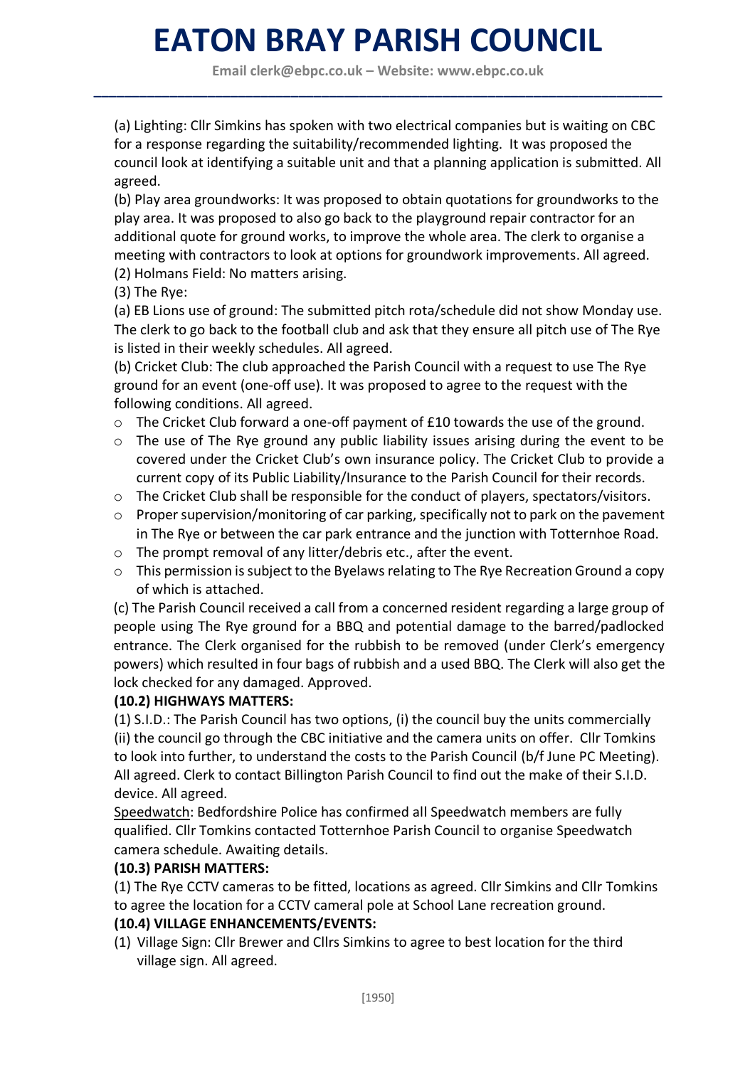(a) Lighting: Cllr Simkins has spoken with two electrical companies but is waiting on CBC for a response regarding the suitability/recommended lighting. It was proposed the council look at identifying a suitable unit and that a planning application is submitted. All agreed.

(b) Play area groundworks: It was proposed to obtain quotations for groundworks to the play area. It was proposed to also go back to the playground repair contractor for an additional quote for ground works, to improve the whole area. The clerk to organise a meeting with contractors to look at options for groundwork improvements. All agreed.

(2) Holmans Field: No matters arising.

(3) The Rye:

(a) EB Lions use of ground: The submitted pitch rota/schedule did not show Monday use. The clerk to go back to the football club and ask that they ensure all pitch use of The Rye is listed in their weekly schedules. All agreed.

(b) Cricket Club: The club approached the Parish Council with a request to use The Rye ground for an event (one-off use). It was proposed to agree to the request with the following conditions. All agreed.

- The Cricket Club forward a one-off payment of £10 towards the use of the ground.
- The use of The Rye ground any public liability issues arising during the event to be covered under the Cricket Club's own insurance policy. The Cricket Club to provide a current copy of its Public Liability/Insurance to the Parish Council for their records.
- The Cricket Club shall be responsible for the conduct of players, spectators/visitors.
- Proper supervision/monitoring of car parking, specifically not to park on the pavement in The Rye or between the car park entrance and the junction with Totternhoe Road.
- The prompt removal of any litter/debris etc., after the event.
- This permission is subject to the Byelaws relating to The Rye Recreation Ground a copy of which is attached.

(c) The Parish Council received a call from a concerned resident regarding a large group of people using The Rye ground for a BBQ and potential damage to the barred/padlocked entrance. The Clerk organised for the rubbish to be removed (under Clerk's emergency powers) which resulted in four bags of rubbish and a used BBQ. The Clerk will also get the lock checked for any damaged. Approved.

**(10.2) HIGHWAYS MATTERS:**

(1) S.I.D.: The Parish Council has two options, (i) the council buy the units commercially (ii) the council go through the CBC initiative and the camera units on offer. Cllr Tomkins to look into further, to understand the costs to the Parish Council (b/f June PC Meeting). All agreed. Clerk to contact Billington Parish Council to find out the make of their S.I.D. device. All agreed.

Speedwatch: Bedfordshire Police has confirmed all Speedwatch members are fully qualified. Cllr Tomkins contacted Totternhoe Parish Council to organise Speedwatch camera schedule. Awaiting details.

**(10.3) PARISH MATTERS:**

(1) The Rye CCTV cameras to be fitted, locations as agreed. Cllr Simkins and Cllr Tomkins to agree the location for a CCTV cameral pole at School Lane recreation ground.

**(10.4) VILLAGE ENHANCEMENTS/EVENTS:**

(1) Village Sign: Cllr Brewer and Cllrs Simkins to agree to best location for the third village sign. All agreed.

[1950]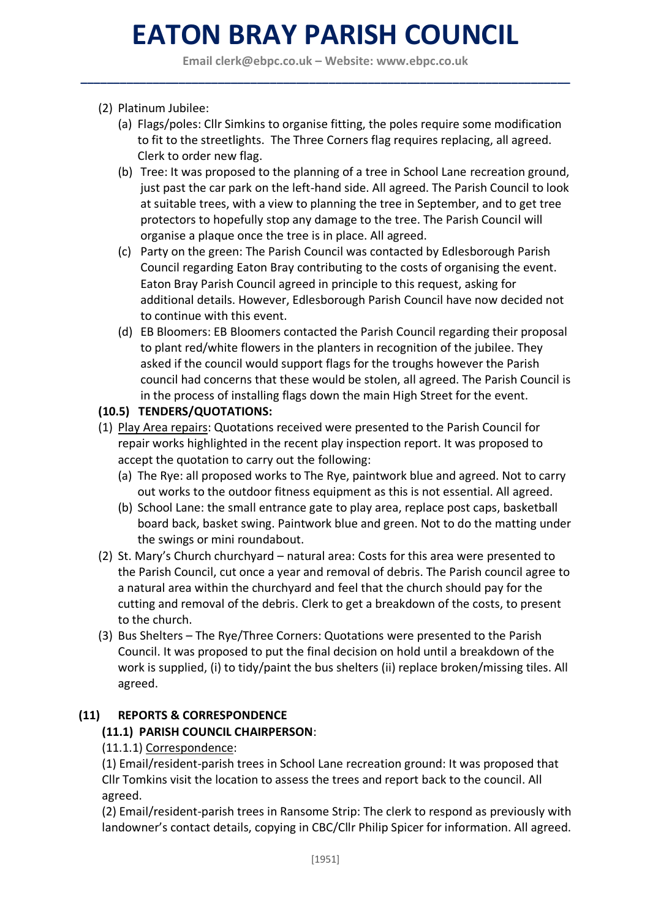(2) Platinum Jubilee:

(a) Flags/poles: Cllr Simkins to organise fitting, the poles require some modification to fit to the streetlights. The Three Corners flag requires replacing, all agreed. Clerk to order new flag.

(b) Tree: It was proposed to the planning of a tree in School Lane recreation ground, just past the car park on the left-hand side. All agreed. The Parish Council to look at suitable trees, with a view to planning the tree in September, and to get tree protectors to hopefully stop any damage to the tree. The Parish Council will organise a plaque once the tree is in place. All agreed.

(c) Party on the green: The Parish Council was contacted by Edlesborough Parish Council regarding Eaton Bray contributing to the costs of organising the event. Eaton Bray Parish Council agreed in principle to this request, asking for additional details. However, Edlesborough Parish Council have now decided not to continue with this event.

(d) EB Bloomers: EB Bloomers contacted the Parish Council regarding their proposal to plant red/white flowers in the planters in recognition of the jubilee. They asked if the council would support flags for the troughs however the Parish council had concerns that these would be stolen, all agreed. The Parish Council is in the process of installing flags down the main High Street for the event.

**(10.5) TENDERS/QUOTATIONS:**

(1) Play Area repairs: Quotations received were presented to the Parish Council for repair works highlighted in the recent play inspection report. It was proposed to accept the quotation to carry out the following:

(a) The Rye: all proposed works to The Rye, paintwork blue and agreed. Not to carry out works to the outdoor fitness equipment as this is not essential. All agreed.

(b) School Lane: the small entrance gate to play area, replace post caps, basketball board back, basket swing. Paintwork blue and green. Not to do the matting under the swings or mini roundabout.

(2) St. Mary's Church churchyard – natural area: Costs for this area were presented to the Parish Council, cut once a year and removal of debris. The Parish council agree to a natural area within the churchyard and feel that the church should pay for the cutting and removal of the debris. Clerk to get a breakdown of the costs, to present to the church.

(3) Bus Shelters – The Rye/Three Corners: Quotations were presented to the Parish Council. It was proposed to put the final decision on hold until a breakdown of the work is supplied, (i) to tidy/paint the bus shelters (ii) replace broken/missing tiles. All agreed.

## (11) REPORTS & CORRESPONDENCE

**(11.1) PARISH COUNCIL CHAIRPERSON**:

(11.1.1) Correspondence:

(1) Email/resident-parish trees in School Lane recreation ground: It was proposed that Cllr Tomkins visit the location to assess the trees and report back to the council. All agreed.

(2) Email/resident-parish trees in Ransome Strip: The clerk to respond as previously with landowner's contact details, copying in CBC/Cllr Philip Spicer for information. All agreed.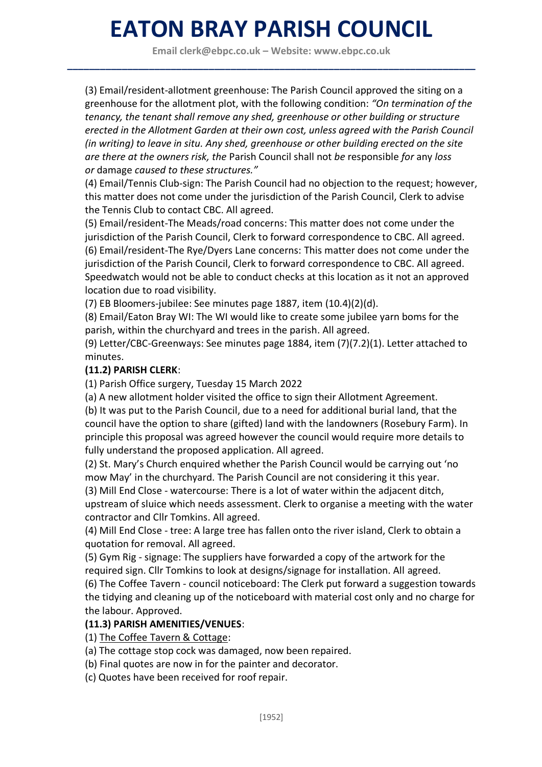(3) Email/resident-allotment greenhouse: The Parish Council approved the siting on a greenhouse for the allotment plot, with the following condition: *"On termination of the tenancy, the tenant shall remove any shed, greenhouse or other building or structure erected in the Allotment Garden at their own cost, unless agreed with the Parish Council (in writing) to leave in situ. Any shed, greenhouse or other building erected on the site are there at the owners risk, the* Parish Council shall not *be* responsible *for* any *loss or* damage *caused to these structures."*

(4) Email/Tennis Club-sign: The Parish Council had no objection to the request; however, this matter does not come under the jurisdiction of the Parish Council, Clerk to advise the Tennis Club to contact CBC. All agreed.

(5) Email/resident-The Meads/road concerns: This matter does not come under the jurisdiction of the Parish Council, Clerk to forward correspondence to CBC. All agreed.

(6) Email/resident-The Rye/Dyers Lane concerns: This matter does not come under the jurisdiction of the Parish Council, Clerk to forward correspondence to CBC. All agreed. Speedwatch would not be able to conduct checks at this location as it not an approved location due to road visibility.

(7) EB Bloomers-jubilee: See minutes page 1887, item (10.4)(2)(d).

(8) Email/Eaton Bray WI: The WI would like to create some jubilee yarn boms for the parish, within the churchyard and trees in the parish. All agreed.

(9) Letter/CBC-Greenways: See minutes page 1884, item (7)(7.2)(1). Letter attached to minutes.

**(11.2) PARISH CLERK**:

(1) Parish Office surgery, Tuesday 15 March 2022

(a) A new allotment holder visited the office to sign their Allotment Agreement.

(b) It was put to the Parish Council, due to a need for additional burial land, that the council have the option to share (gifted) land with the landowners (Rosebury Farm). In principle this proposal was agreed however the council would require more details to fully understand the proposed application. All agreed.

(2) St. Mary's Church enquired whether the Parish Council would be carrying out 'no mow May' in the churchyard. The Parish Council are not considering it this year.

(3) Mill End Close - watercourse: There is a lot of water within the adjacent ditch, upstream of sluice which needs assessment. Clerk to organise a meeting with the water contractor and Cllr Tomkins. All agreed.

(4) Mill End Close - tree: A large tree has fallen onto the river island, Clerk to obtain a quotation for removal. All agreed.

(5) Gym Rig - signage: The suppliers have forwarded a copy of the artwork for the required sign. Cllr Tomkins to look at designs/signage for installation. All agreed.

(6) The Coffee Tavern - council noticeboard: The Clerk put forward a suggestion towards the tidying and cleaning up of the noticeboard with material cost only and no charge for the labour. Approved.

**(11.3) PARISH AMENITIES/VENUES**:

(1) The Coffee Tavern & Cottage:

(a) The cottage stop cock was damaged, now been repaired.

(b) Final quotes are now in for the painter and decorator.

(c) Quotes have been received for roof repair.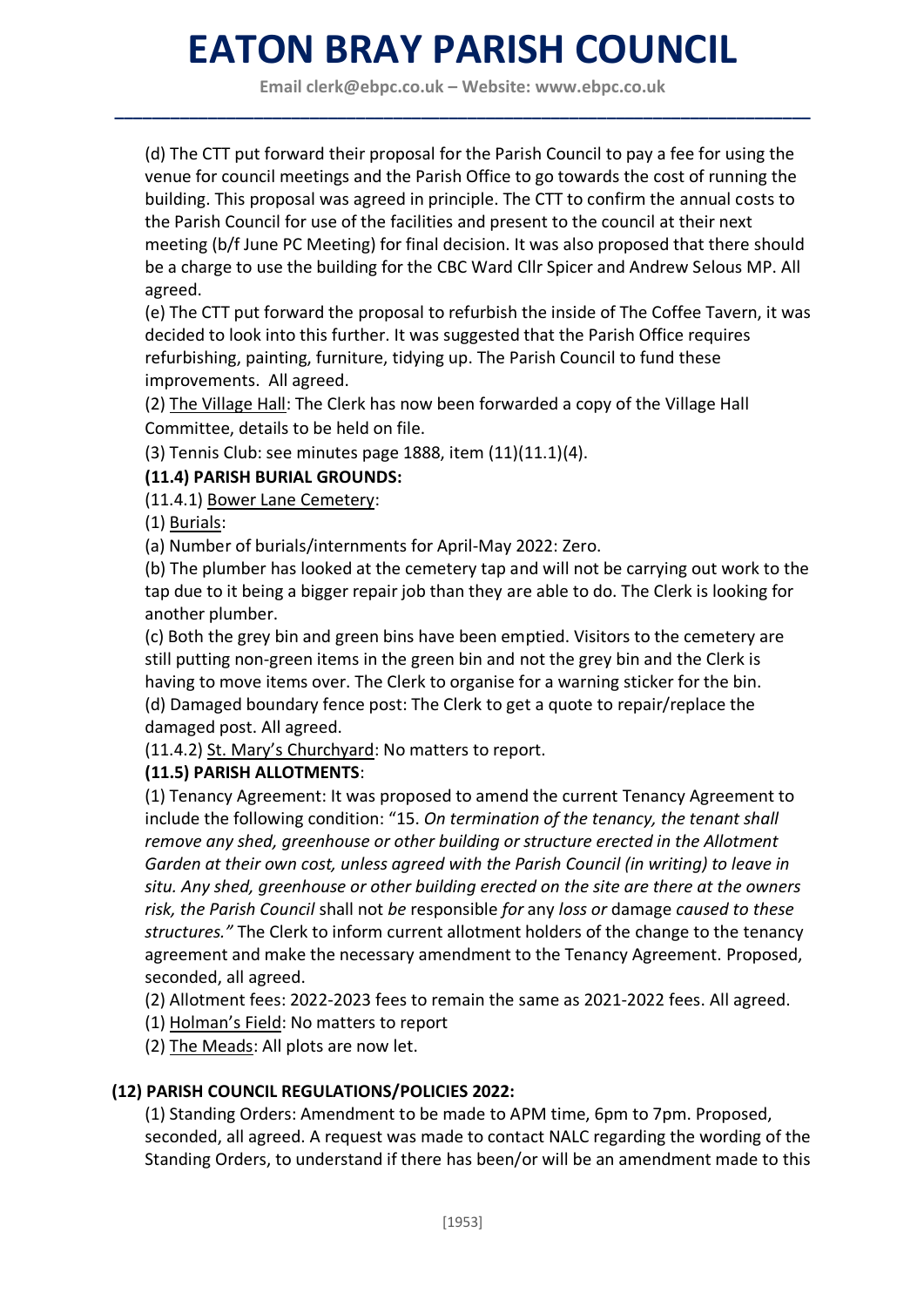(d) The CTT put forward their proposal for the Parish Council to pay a fee for using the venue for council meetings and the Parish Office to go towards the cost of running the building. This proposal was agreed in principle. The CTT to confirm the annual costs to the Parish Council for use of the facilities and present to the council at their next meeting (b/f June PC Meeting) for final decision. It was also proposed that there should be a charge to use the building for the CBC Ward Cllr Spicer and Andrew Selous MP. All agreed.

(e) The CTT put forward the proposal to refurbish the inside of The Coffee Tavern, it was decided to look into this further. It was suggested that the Parish Office requires refurbishing, painting, furniture, tidying up. The Parish Council to fund these improvements. All agreed.

(2) The Village Hall: The Clerk has now been forwarded a copy of the Village Hall Committee, details to be held on file.

(3) Tennis Club: see minutes page 1888, item (11)(11.1)(4).

**(11.4) PARISH BURIAL GROUNDS:**

(11.4.1) Bower Lane Cemetery:

(1) Burials:

(a) Number of burials/internments for April-May 2022: Zero.

(b) The plumber has looked at the cemetery tap and will not be carrying out work to the tap due to it being a bigger repair job than they are able to do. The Clerk is looking for another plumber.

(c) Both the grey bin and green bins have been emptied. Visitors to the cemetery are still putting non-green items in the green bin and not the grey bin and the Clerk is having to move items over. The Clerk to organise for a warning sticker for the bin.

(d) Damaged boundary fence post: The Clerk to get a quote to repair/replace the damaged post. All agreed.

(11.4.2) St. Mary's Churchyard: No matters to report.

**(11.5) PARISH ALLOTMENTS**:

(1) Tenancy Agreement: It was proposed to amend the current Tenancy Agreement to include the following condition: "15. *On termination of the tenancy, the tenant shall remove any shed, greenhouse or other building or structure erected in the Allotment Garden at their own cost, unless agreed with the Parish Council (in writing) to leave in situ. Any shed, greenhouse or other building erected on the site are there at the owners risk, the Parish Council* shall not *be* responsible *for* any *loss or* damage *caused to these structures."* The Clerk to inform current allotment holders of the change to the tenancy agreement and make the necessary amendment to the Tenancy Agreement. Proposed, seconded, all agreed.

(2) Allotment fees: 2022-2023 fees to remain the same as 2021-2022 fees. All agreed.

(1) Holman's Field: No matters to report

(2) The Meads: All plots are now let.

**(12) PARISH COUNCIL REGULATIONS/POLICIES 2022:**

(1) Standing Orders: Amendment to be made to APM time, 6pm to 7pm. Proposed, seconded, all agreed. A request was made to contact NALC regarding the wording of the Standing Orders, to understand if there has been/or will be an amendment made to this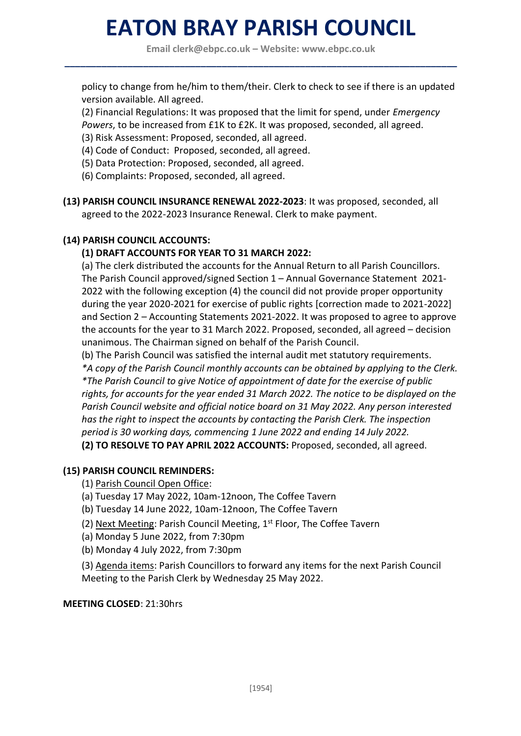policy to change from he/him to them/their. Clerk to check to see if there is an updated version available. All agreed.

(2) Financial Regulations: It was proposed that the limit for spend, under *Emergency Powers*, to be increased from £1K to £2K. It was proposed, seconded, all agreed.

(3) Risk Assessment: Proposed, seconded, all agreed.

(4) Code of Conduct: Proposed, seconded, all agreed.

(5) Data Protection: Proposed, seconded, all agreed.

(6) Complaints: Proposed, seconded, all agreed.

**(13) PARISH COUNCIL INSURANCE RENEWAL 2022-2023**: It was proposed, seconded, all agreed to the 2022-2023 Insurance Renewal. Clerk to make payment.

**(14) PARISH COUNCIL ACCOUNTS:**

**(1) DRAFT ACCOUNTS FOR YEAR TO 31 MARCH 2022:**

(a) The clerk distributed the accounts for the Annual Return to all Parish Councillors. The Parish Council approved/signed Section 1 – Annual Governance Statement 2021-2022 with the following exception (4) the council did not provide proper opportunity during the year 2020-2021 for exercise of public rights [correction made to 2021-2022] and Section 2 – Accounting Statements 2021-2022. It was proposed to agree to approve the accounts for the year to 31 March 2022. Proposed, seconded, all agreed – decision unanimous. The Chairman signed on behalf of the Parish Council.

(b) The Parish Council was satisfied the internal audit met statutory requirements.

*\*A copy of the Parish Council monthly accounts can be obtained by applying to the Clerk.*

*\*The Parish Council to give Notice of appointment of date for the exercise of public rights, for accounts for the year ended 31 March 2022. The notice to be displayed on the Parish Council website and official notice board on 31 May 2022. Any person interested has the right to inspect the accounts by contacting the Parish Clerk. The inspection period is 30 working days, commencing 1 June 2022 and ending 14 July 2022.*

**(2) TO RESOLVE TO PAY APRIL 2022 ACCOUNTS:** Proposed, seconded, all agreed.

**(15) PARISH COUNCIL REMINDERS:**

(1) Parish Council Open Office:

(a) Tuesday 17 May 2022, 10am-12noon, The Coffee Tavern

(b) Tuesday 14 June 2022, 10am-12noon, The Coffee Tavern

(2) Next Meeting: Parish Council Meeting, 1st Floor, The Coffee Tavern

(a) Monday 5 June 2022, from 7:30pm

(b) Monday 4 July 2022, from 7:30pm

(3) Agenda items: Parish Councillors to forward any items for the next Parish Council Meeting to the Parish Clerk by Wednesday 25 May 2022.

**MEETING CLOSED**: 21:30hrs

[1954]